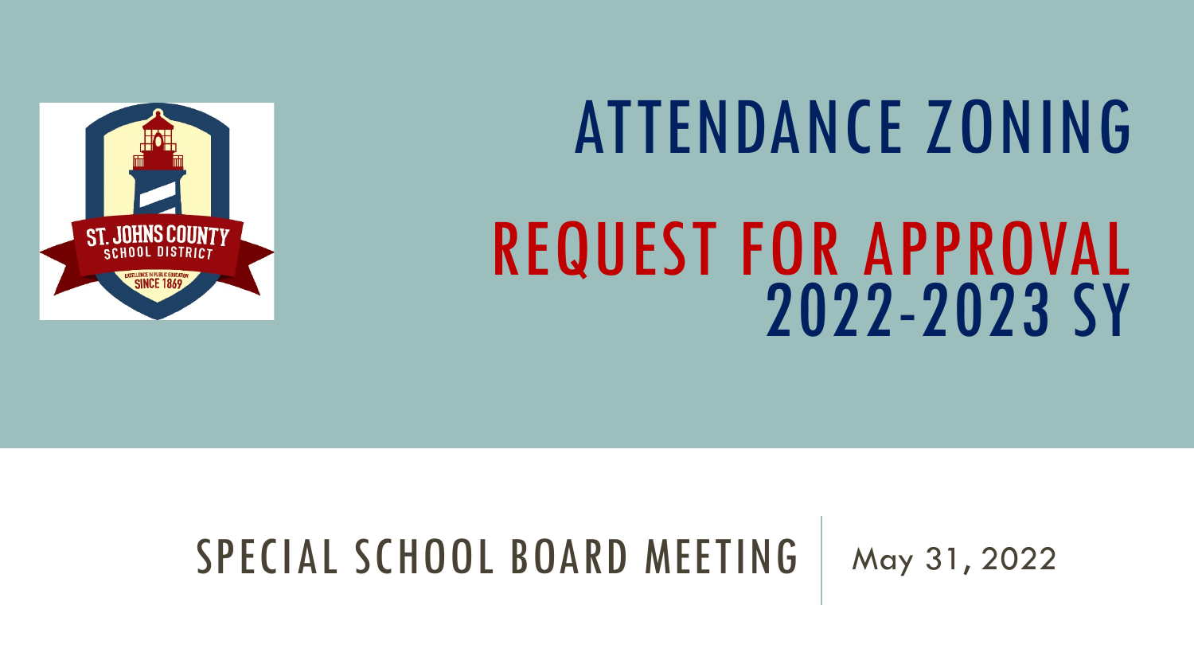# ATTENDANCE ZONING

# REQUEST FOR APPROVAL 2022-2023 SY

SPECIAL SCHOOL BOARD MEETING

May 31, 2022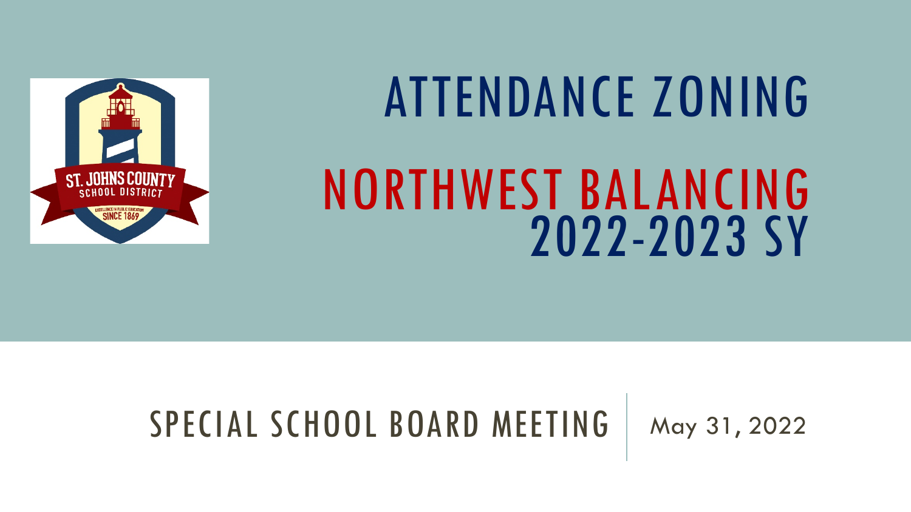# ATTENDANCE ZONING

# NORTHWEST BALANCING 2022-2023 SY

SPECIAL SCHOOL BOARD MEETING | May 31, 2022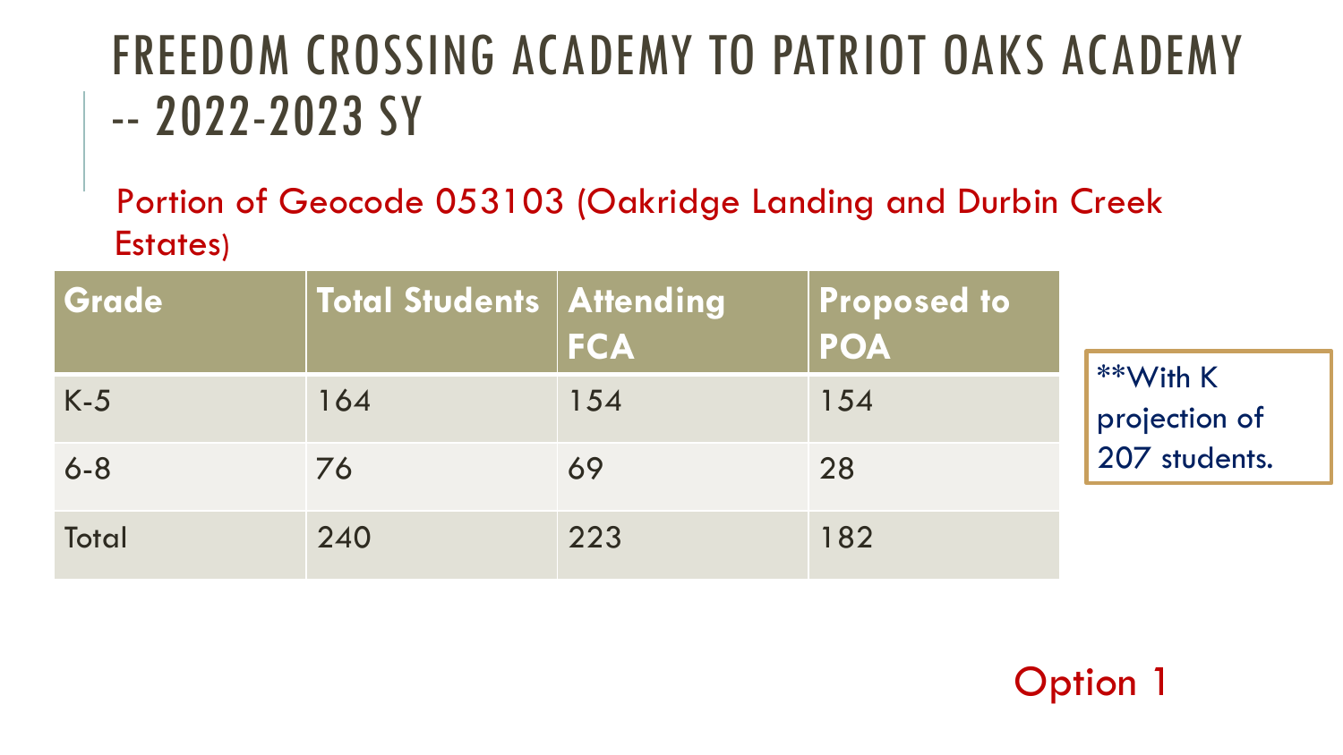# FREEDOM CROSSING ACADEMY TO PATRIOT OAKS ACADEMY -- 2022-2023 SY

Portion of Geocode 053103 (Oakridge Landing and Durbin Creek Estates)

| Grade | Total Students | Attending FCA | Proposed to POA |
|---|---|---|---|
| K-5 | 164 | 154 | 154 |
| 6-8 | 76 | 69 | 28 |
| Total | 240 | 223 | 182 |

**With K projection of 207 students.

Option 1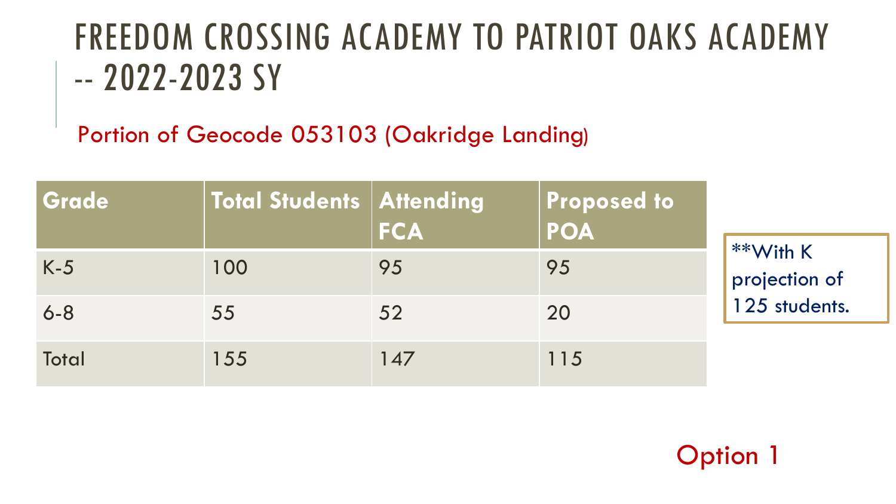# FREEDOM CROSSING ACADEMY TO PATRIOT OAKS ACADEMY -- 2022-2023 SY

Portion of Geocode 053103 (Oakridge Landing)

| Grade | Total Students | Attending FCA | Proposed to POA |
|---|---|---|---|
| K-5 | 100 | 95 | 95 |
| 6-8 | 55 | 52 | 20 |
| Total | 155 | 147 | 115 |

**With K projection of 125 students.

Option 1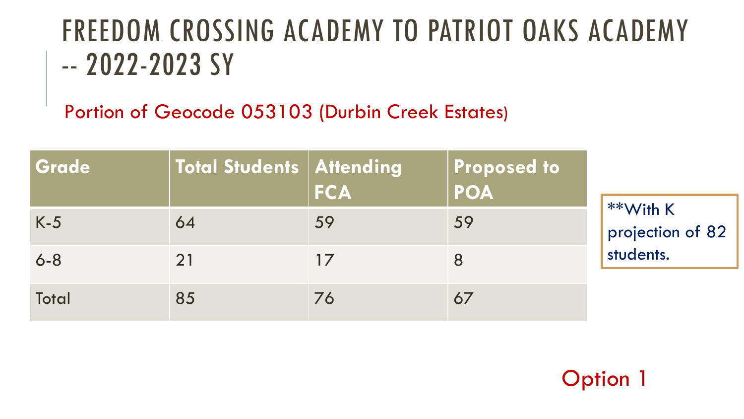# FREEDOM CROSSING ACADEMY TO PATRIOT OAKS ACADEMY -- 2022-2023 SY

Portion of Geocode 053103 (Durbin Creek Estates)

| Grade | Total Students | Attending FCA | Proposed to POA |
|---|---|---|---|
| K-5 | 64 | 59 | 59 |
| 6-8 | 21 | 17 | 8 |
| Total | 85 | 76 | 67 |

**With K projection of 82 students.

Option 1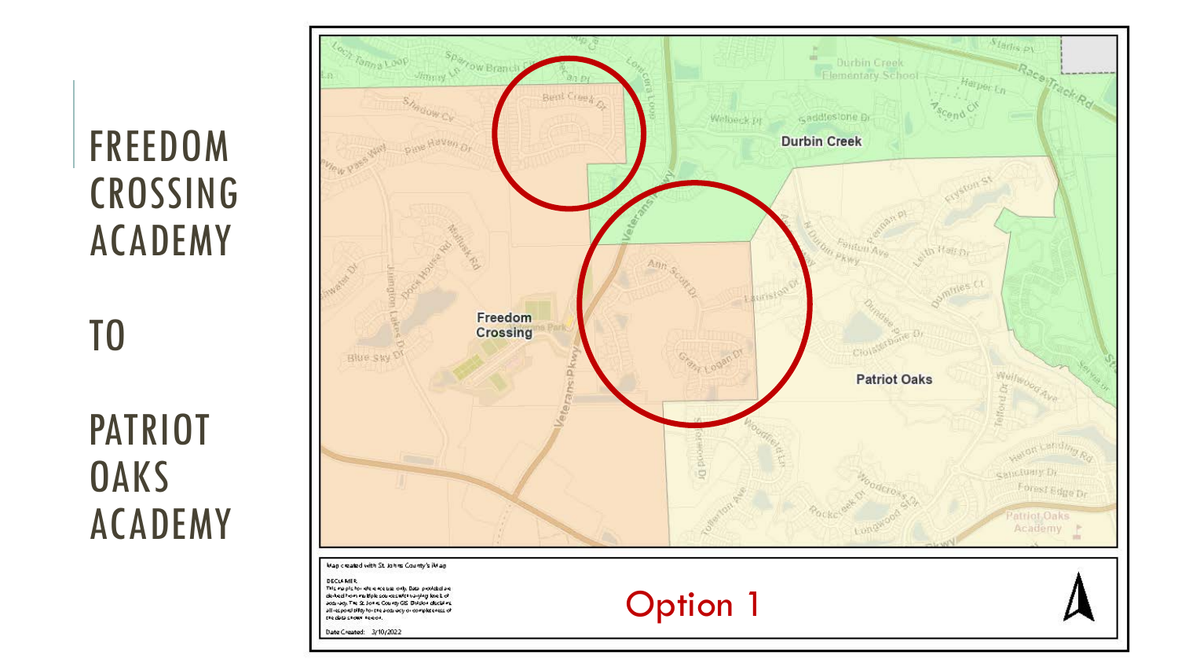# FREEDOM CROSSING ACADEMY TO PATRIOT OAKS ACADEMY

Freedom Crossing

Durbin Creek

Patriot Oaks

Map created with St. Johns County's iMap

DISCLAIMER
This map is for reference use only. Data provided are derived from multiple sources with varying levels of accuracy. The St. Johns County GIS Division disclaims all responsibility for the accuracy or completeness of the data shown hereon.

Date Created: 3/10/2022

Option 1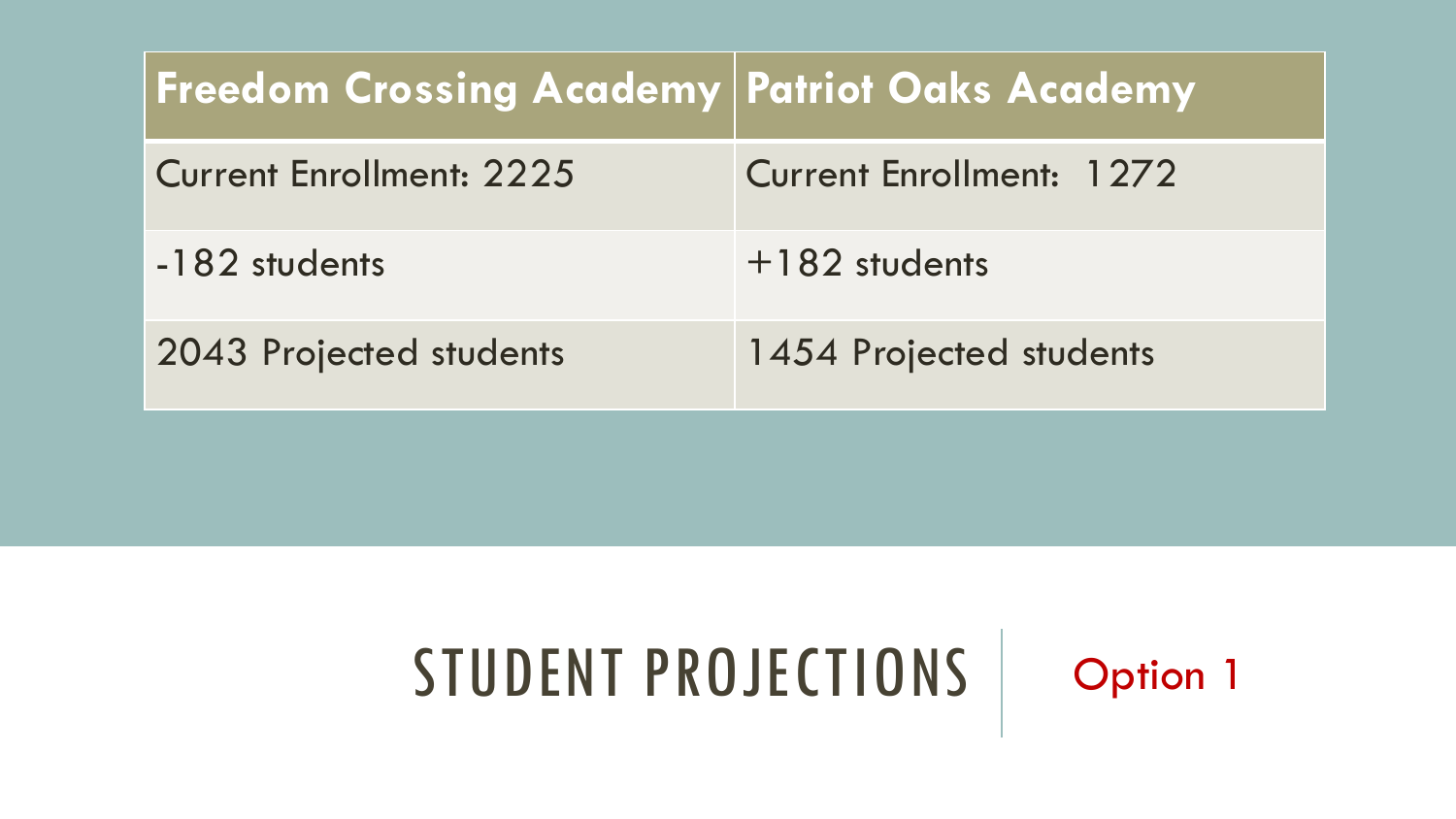| Freedom Crossing Academy | Patriot Oaks Academy |
|---|---|
| Current Enrollment: 2225 | Current Enrollment: 1272 |
| -182 students | +182 students |
| 2043 Projected students | 1454 Projected students |

# STUDENT PROJECTIONS

Option 1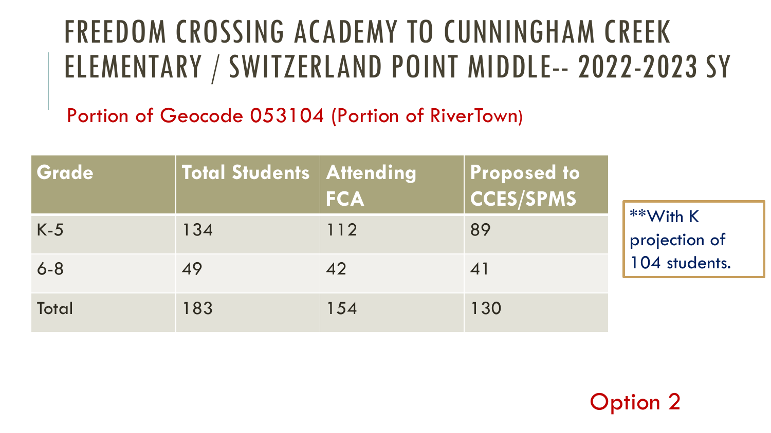# FREEDOM CROSSING ACADEMY TO CUNNINGHAM CREEK ELEMENTARY / SWITZERLAND POINT MIDDLE-- 2022-2023 SY

Portion of Geocode 053104 (Portion of RiverTown)

| Grade | Total Students | Attending FCA | Proposed to CCES/SPMS |
|---|---|---|---|
| K-5 | 134 | 112 | 89 |
| 6-8 | 49 | 42 | 41 |
| Total | 183 | 154 | 130 |

**With K projection of 104 students.

Option 2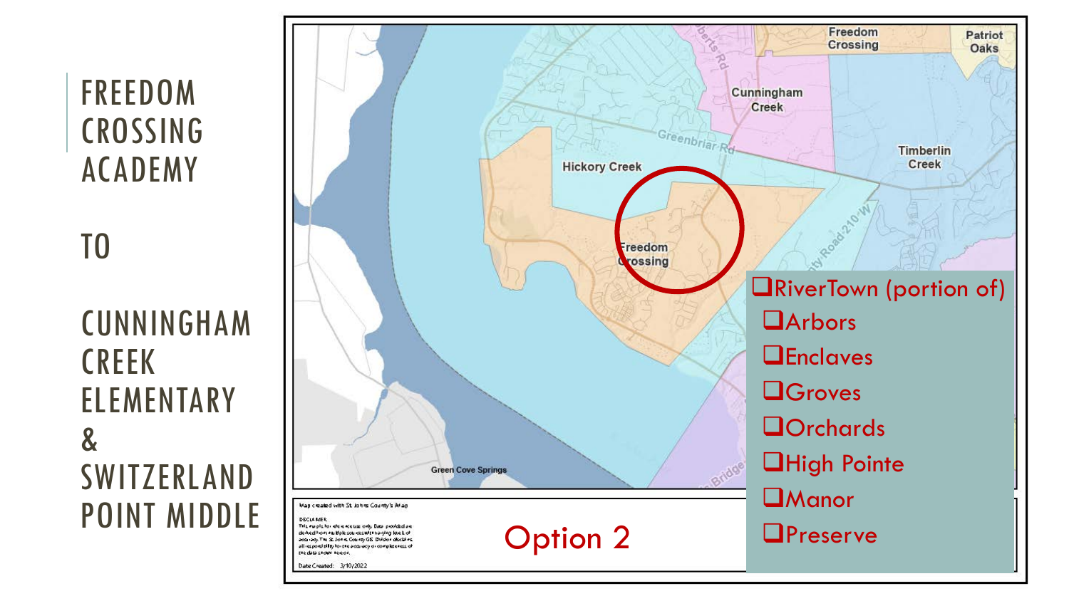# FREEDOM CROSSING ACADEMY

# TO

# CUNNINGHAM CREEK ELEMENTARY & SWITZERLAND POINT MIDDLE

- RiverTown (portion of)
  - Arbors
  - Enclaves
  - Groves
  - Orchards
  - High Pointe
  - Manor
  - Preserve

Option 2

Map created with St. Johns County's iMap

Date Created: 3/10/2022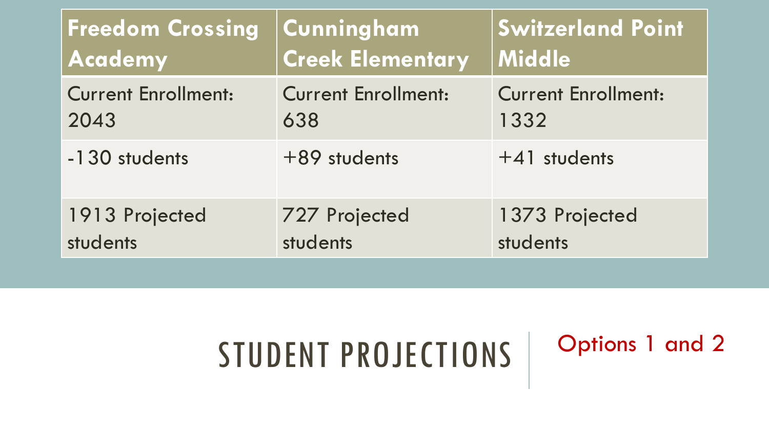| Freedom Crossing Academy | Cunningham Creek Elementary | Switzerland Point Middle |
|---|---|---|
| Current Enrollment: 2043 | Current Enrollment: 638 | Current Enrollment: 1332 |
| -130 students | +89 students | +41 students |
| 1913 Projected students | 727 Projected students | 1373 Projected students |

# STUDENT PROJECTIONS

Options 1 and 2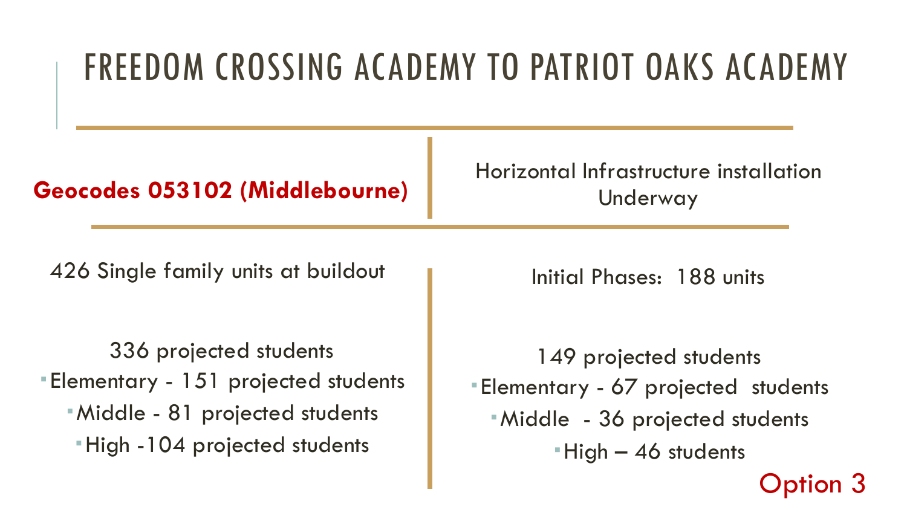# FREEDOM CROSSING ACADEMY TO PATRIOT OAKS ACADEMY

| **Geocodes 053102 (Middlebourne)** | Horizontal Infrastructure installation Underway |
|---|---|
| 426 Single family units at buildout | Initial Phases: 188 units |
| 336 projected students | 149 projected students |
| Elementary - 151 projected students | Elementary - 67 projected students |
| Middle - 81 projected students | Middle - 36 projected students |
| High -104 projected students | High – 46 students |

Option 3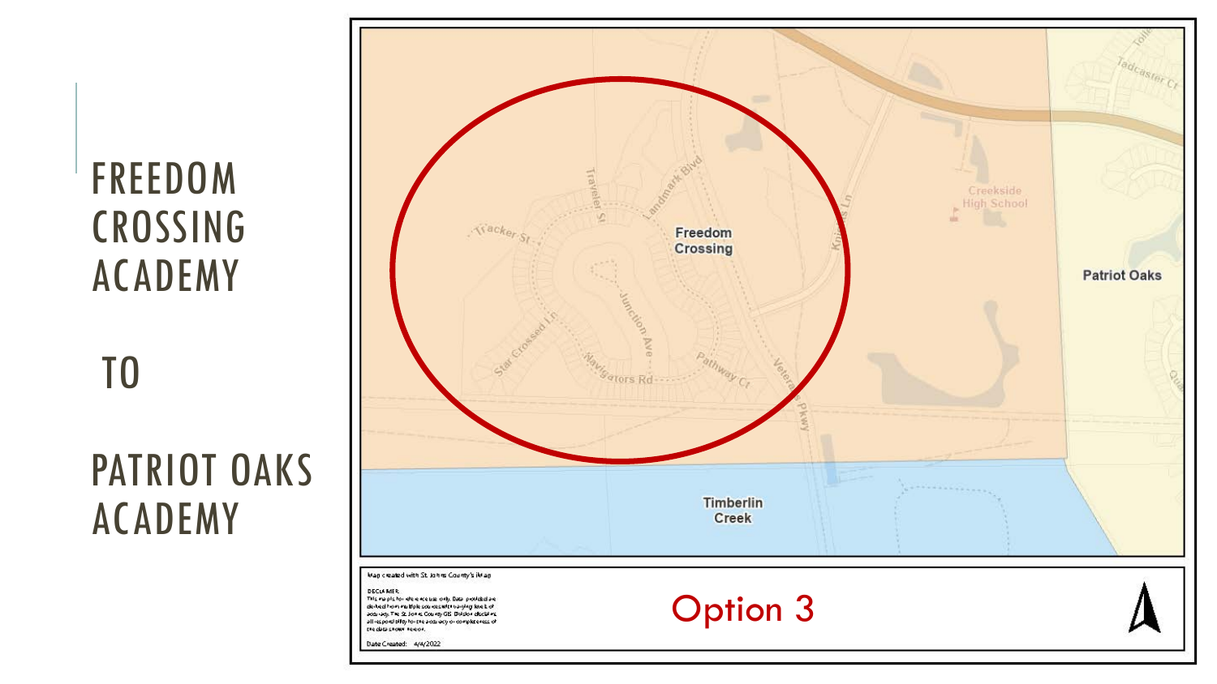# FREEDOM CROSSING ACADEMY

# TO

# PATRIOT OAKS ACADEMY

Map created with St. Johns County's iMap

DISCLAIMER:
This map is for reference use only. Data provided are derived from multiple sources with varying levels of accuracy. The St. Johns County GIS Division disclaims all responsibility for the accuracy or completeness of the data shown hereon.

Date Created: 4/4/2022

Option 3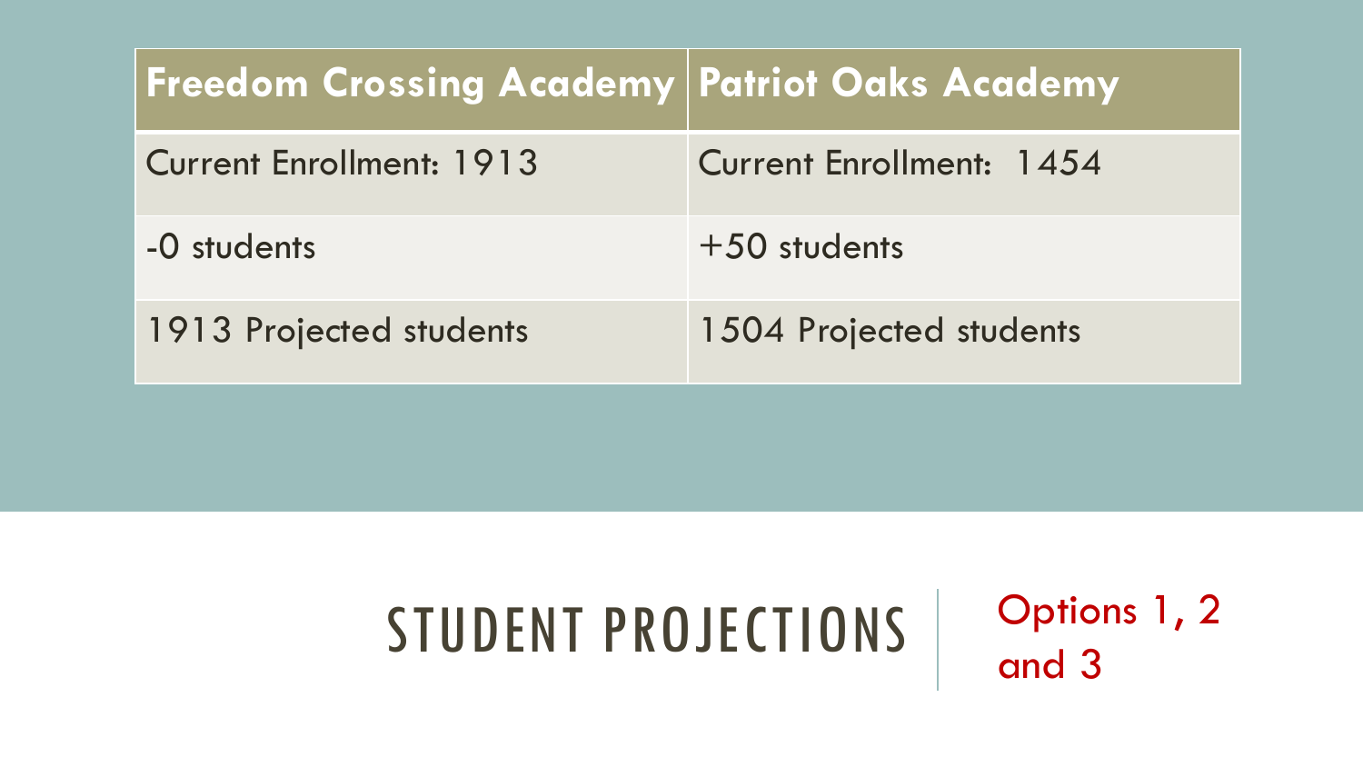| Freedom Crossing Academy | Patriot Oaks Academy |
| --- | --- |
| Current Enrollment: 1913 | Current Enrollment: 1454 |
| -0 students | +50 students |
| 1913 Projected students | 1504 Projected students |

# STUDENT PROJECTIONS

Options 1, 2 and 3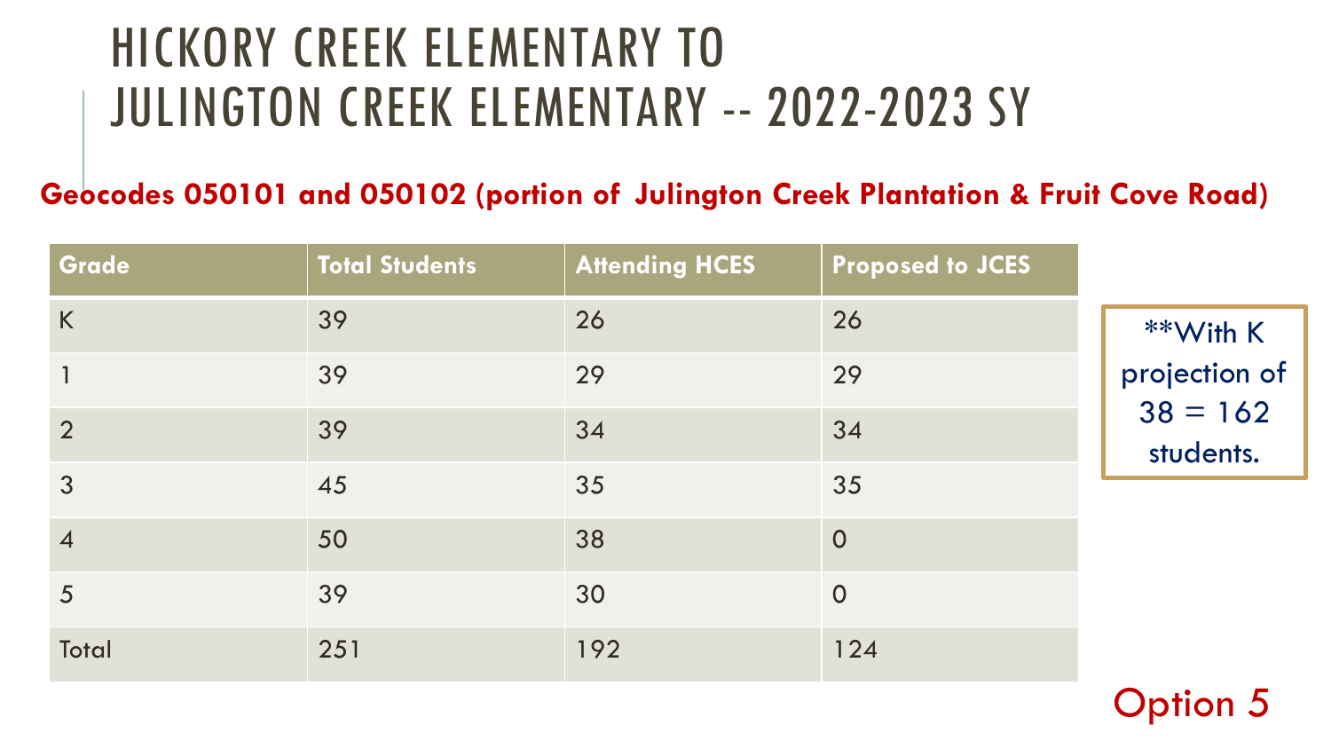# HICKORY CREEK ELEMENTARY TO JULINGTON CREEK ELEMENTARY -- 2022-2023 SY

**Geocodes 050101 and 050102 (portion of Julington Creek Plantation & Fruit Cove Road)**

| Grade | Total Students | Attending HCES | Proposed to JCES |
|---|---|---|---|
| K | 39 | 26 | 26 |
| 1 | 39 | 29 | 29 |
| 2 | 39 | 34 | 34 |
| 3 | 45 | 35 | 35 |
| 4 | 50 | 38 | 0 |
| 5 | 39 | 30 | 0 |
| Total | 251 | 192 | 124 |

**With K projection of 38 = 162 students.

Option 5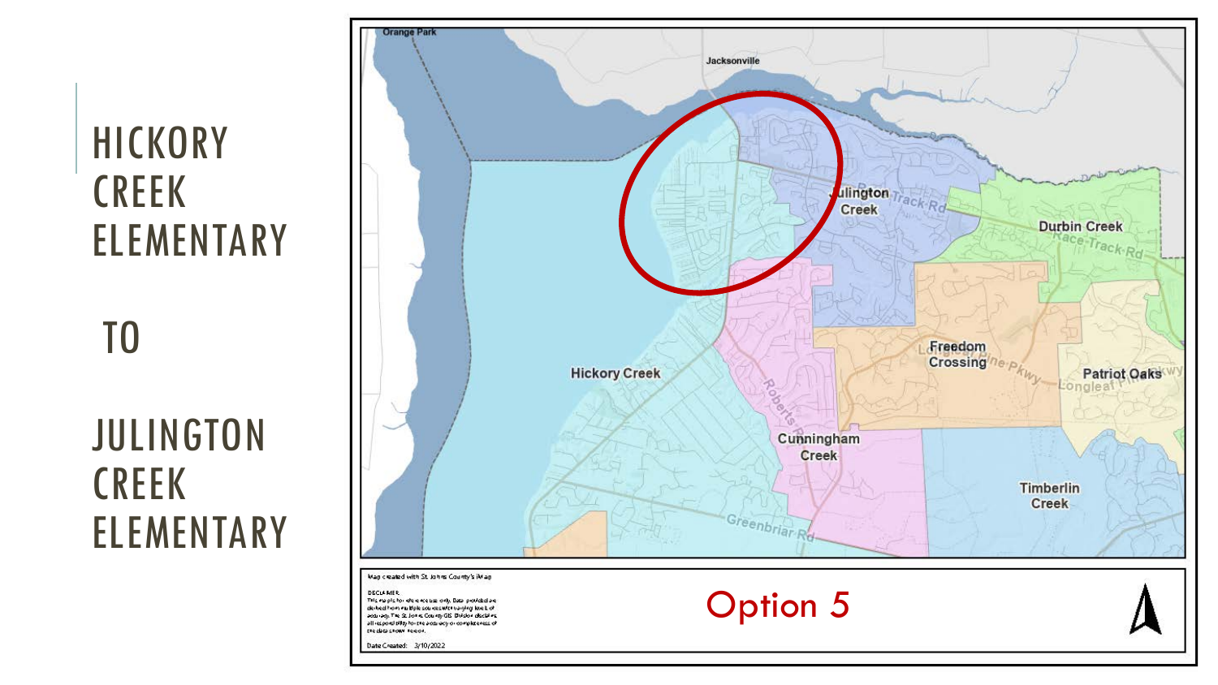# HICKORY CREEK ELEMENTARY

# TO

# JULINGTON CREEK ELEMENTARY

Orange Park

Jacksonville

Julington Creek

Durbin Creek

Race-Track Rd

Freedom Crossing

Longleaf Pine Pkwy

Patriot Oaks

Hickory Creek

Roberts Rd

Cunningham Creek

Timberlin Creek

Greenbriar Rd

Map created with St. Johns County's iMap

DECLAIMER
This map is for reference use only. Data provided are derived from multiple sources with varying levels of accuracy. The St. Johns County GIS Division disclaims all responsibility for the accuracy or completeness of the data shown hereon.

Date Created: 3/10/2022

Option 5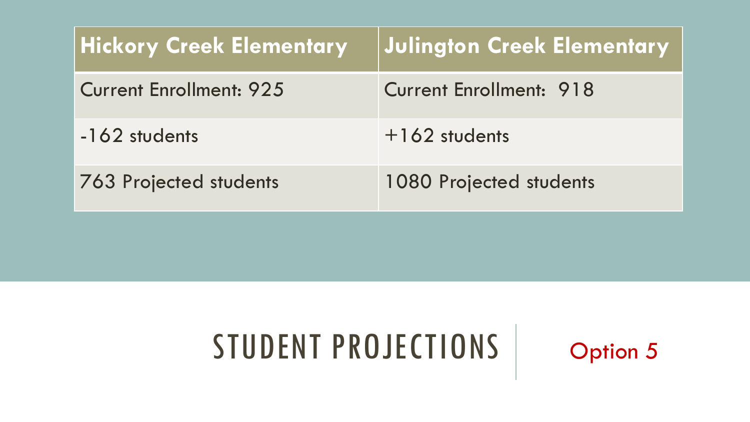| Hickory Creek Elementary | Julington Creek Elementary |
|---|---|
| Current Enrollment: 925 | Current Enrollment: 918 |
| -162 students | +162 students |
| 763 Projected students | 1080 Projected students |

# STUDENT PROJECTIONS

Option 5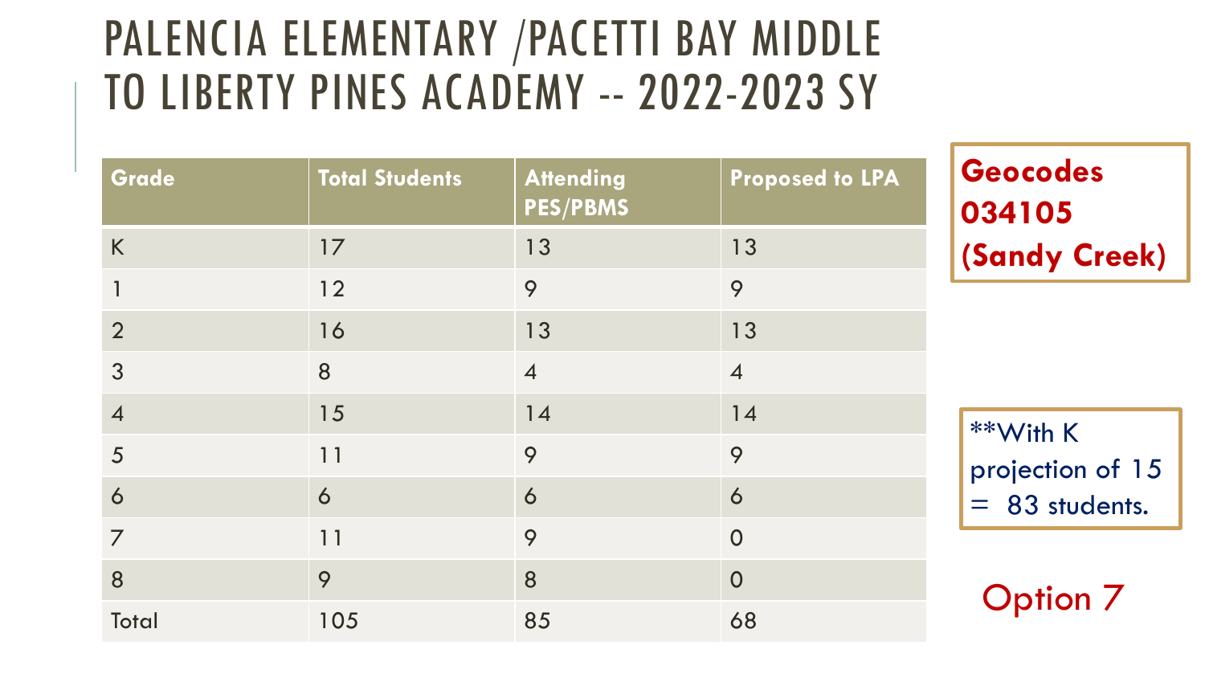# PALENCIA ELEMENTARY /PACETTI BAY MIDDLE TO LIBERTY PINES ACADEMY -- 2022-2023 SY

| Grade | Total Students | Attending PES/PBMS | Proposed to LPA |
|---|---|---|---|
| K | 17 | 13 | 13 |
| 1 | 12 | 9 | 9 |
| 2 | 16 | 13 | 13 |
| 3 | 8 | 4 | 4 |
| 4 | 15 | 14 | 14 |
| 5 | 11 | 9 | 9 |
| 6 | 6 | 6 | 6 |
| 7 | 11 | 9 | 0 |
| 8 | 9 | 8 | 0 |
| Total | 105 | 85 | 68 |

**Geocodes 034105 (Sandy Creek)**

**With K projection of 15 = 83 students.

Option 7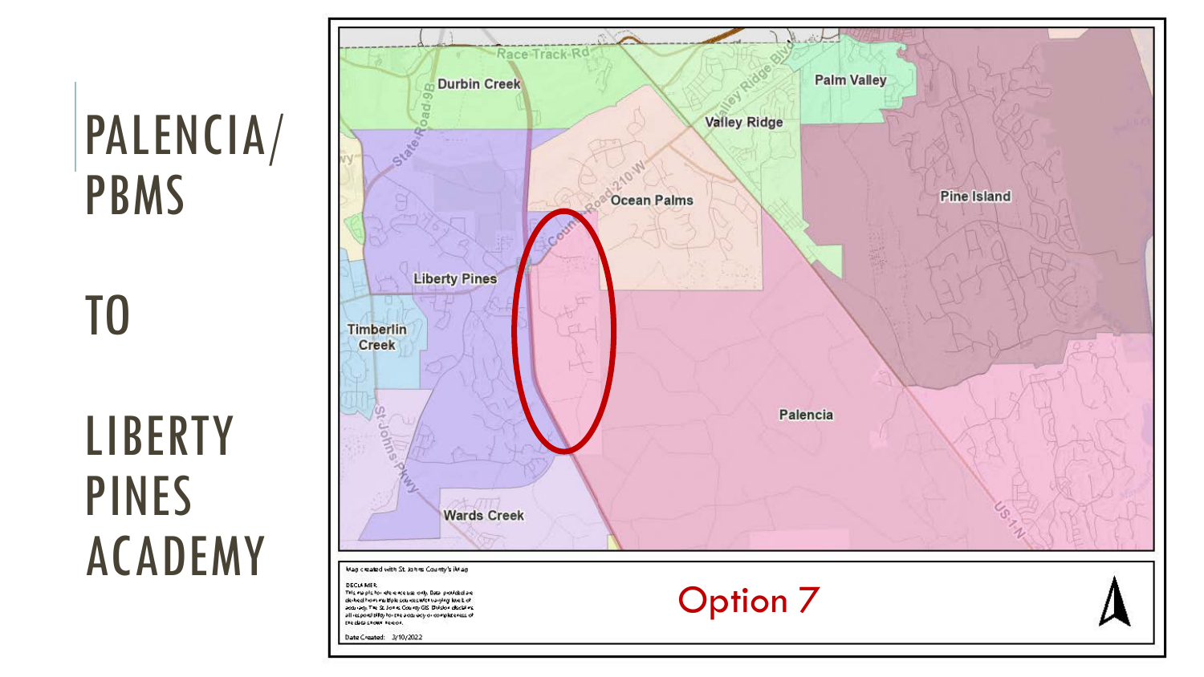# PALENCIA/ PBMS TO LIBERTY PINES ACADEMY

Durbin Creek

Palm Valley

Valley Ridge

Ocean Palms

Pine Island

Liberty Pines

Timberlin Creek

Palencia

Wards Creek

Race Track Rd

State Road 9B

County Road 210 W

Valley Ridge Blvd

St Johns Pkwy

US-1-N

Map created with St. Johns County's iMap

DISCLAIMER
This map is for reference use only. Data provided are derived from multiple sources with varying levels of accuracy. The St. Johns County GIS Division disclaims all responsibility for the accuracy or completeness of the data shown hereon.

Date Created: 3/10/2022

Option 7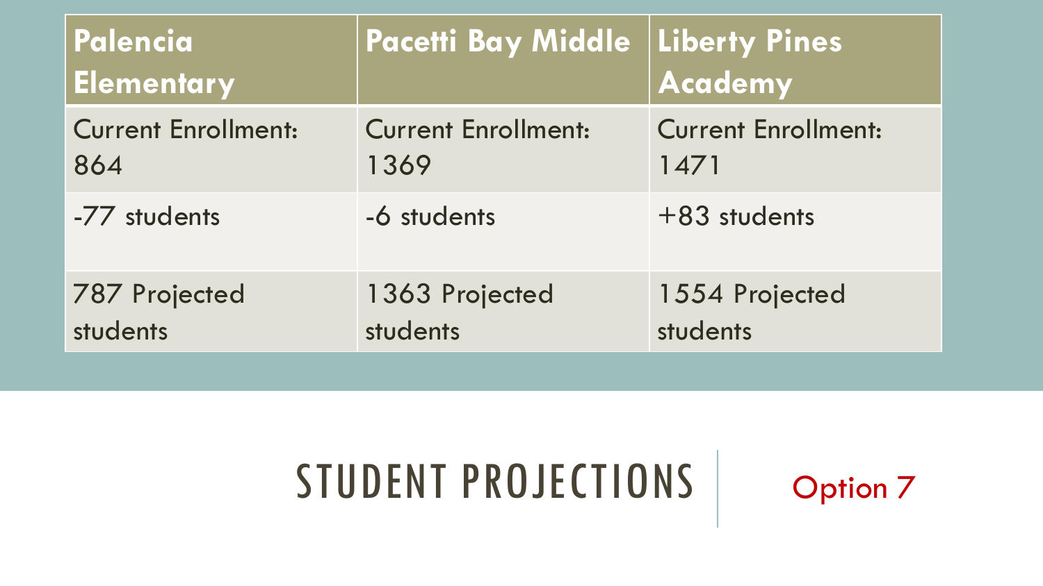# STUDENT PROJECTIONS

Option 7

| Palencia Elementary | Pacetti Bay Middle | Liberty Pines Academy |
| --- | --- | --- |
| Current Enrollment: 864 | Current Enrollment: 1369 | Current Enrollment: 1471 |
| -77 students | -6 students | +83 students |
| 787 Projected students | 1363 Projected students | 1554 Projected students |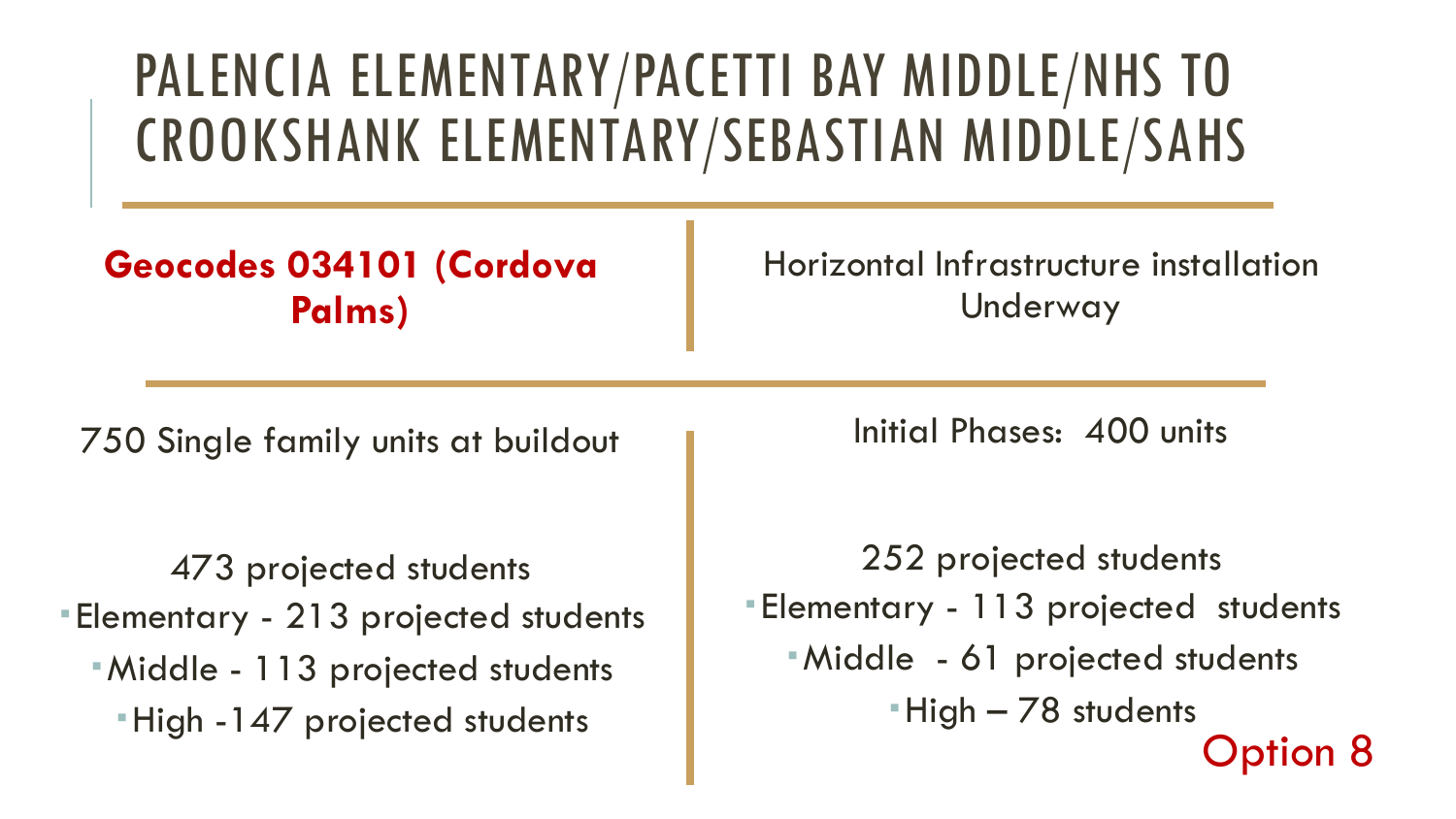# PALENCIA ELEMENTARY/PACETTI BAY MIDDLE/NHS TO CROOKSHANK ELEMENTARY/SEBASTIAN MIDDLE/SAHS

| **Geocodes 034101 (Cordova Palms)** | Horizontal Infrastructure installation Underway |
| --- | --- |
| 750 Single family units at buildout | Initial Phases: 400 units |
| 473 projected students<br>- Elementary - 213 projected students<br>- Middle - 113 projected students<br>- High -147 projected students | 252 projected students<br>- Elementary - 113 projected students<br>- Middle - 61 projected students<br>- High – 78 students |

Option 8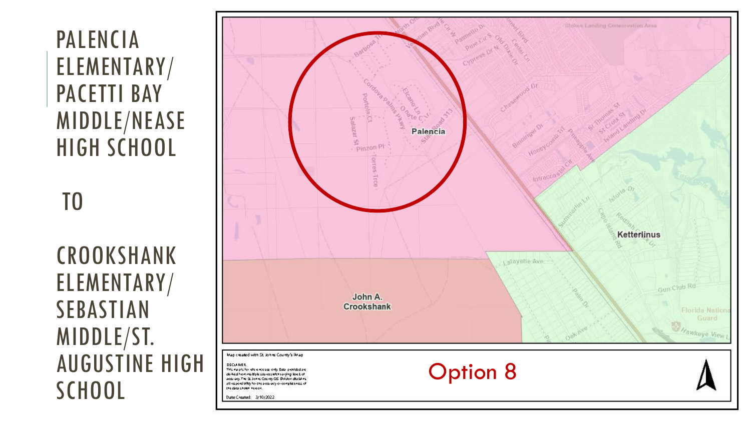# PALENCIA ELEMENTARY/ PACETTI BAY MIDDLE/NEASE HIGH SCHOOL

# TO

# CROOKSHANK ELEMENTARY/ SEBASTIAN MIDDLE/ST. AUGUSTINE HIGH SCHOOL

Palencia

Ketterlinus

John A. Crookshank

Map created with St. Johns County's iMap

DISCLAIMER:
This map is for reference use only. Data provided are derived from multiple sources with varying levels of accuracy. The St. Johns County GIS Division disclaims all responsibility for the accuracy or completeness of the data shown hereon.

Date Created: 3/10/2022

Option 8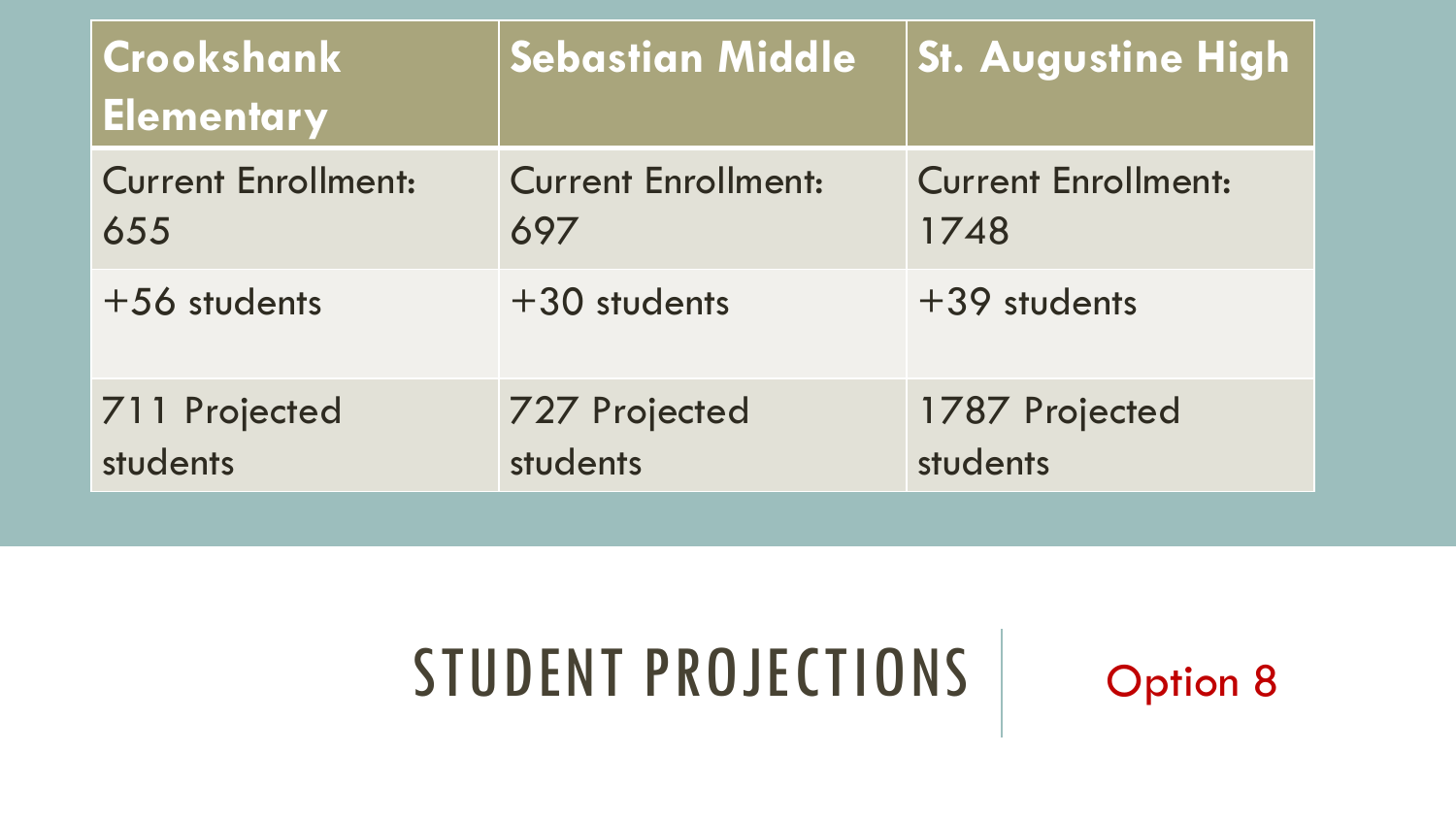| Crookshank Elementary | Sebastian Middle | St. Augustine High |
|---|---|---|
| Current Enrollment: 655 | Current Enrollment: 697 | Current Enrollment: 1748 |
| +56 students | +30 students | +39 students |
| 711 Projected students | 727 Projected students | 1787 Projected students |

# STUDENT PROJECTIONS

Option 8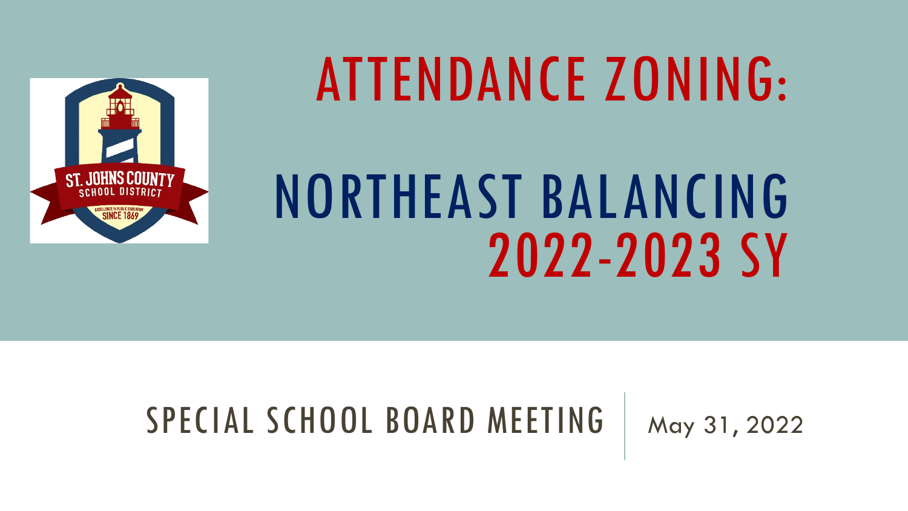# ATTENDANCE ZONING:

# NORTHEAST BALANCING 2022-2023 SY

SPECIAL SCHOOL BOARD MEETING | May 31, 2022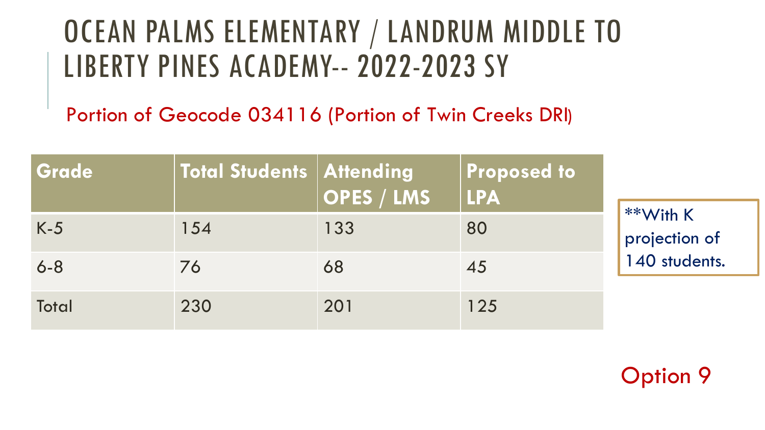# OCEAN PALMS ELEMENTARY / LANDRUM MIDDLE TO LIBERTY PINES ACADEMY-- 2022-2023 SY

Portion of Geocode 034116 (Portion of Twin Creeks DRI)

| Grade | Total Students | Attending OPES / LMS | Proposed to LPA |
|---|---|---|---|
| K-5 | 154 | 133 | 80 |
| 6-8 | 76 | 68 | 45 |
| Total | 230 | 201 | 125 |

**With K projection of 140 students.

Option 9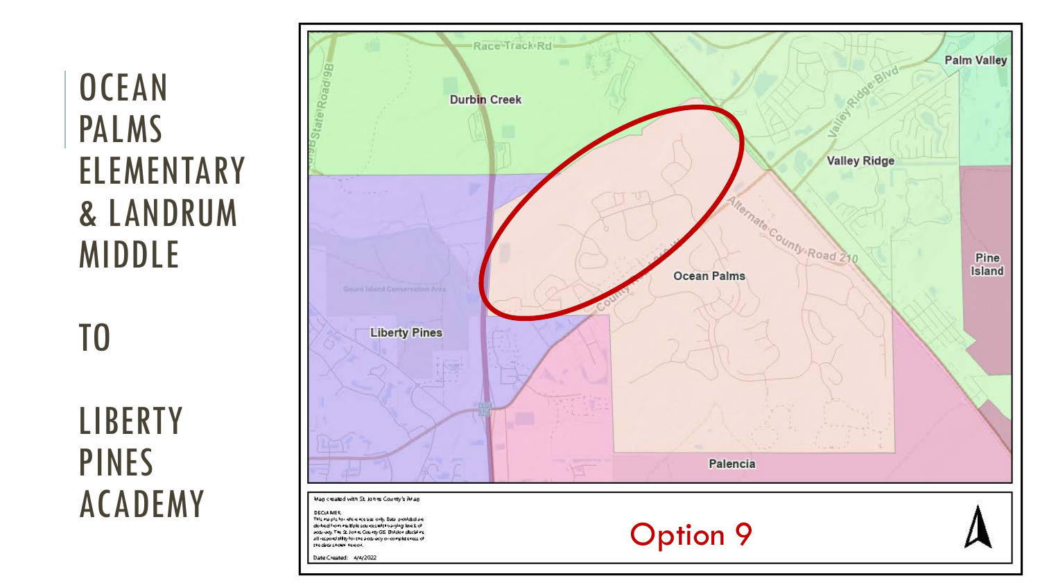# OCEAN PALMS ELEMENTARY & LANDRUM MIDDLE

# TO

# LIBERTY PINES ACADEMY

Race Track Rd

State Road 9B

Durbin Creek

Palm Valley

Valley Ridge Blvd

Valley Ridge

Alternate County Road 210

County Road 210

Ocean Palms

Pine Island

Guana Island Conservation Area

Liberty Pines

Palencia

Map created with St. Johns County's iMap

DISCLAIMER:
This map is for reference use only. Data provided are derived from multiple sources with varying levels of accuracy. The St. Johns County GIS Division disclaims all responsibility for the accuracy or completeness of the data shown hereon.

Date Created: 4/4/2022

Option 9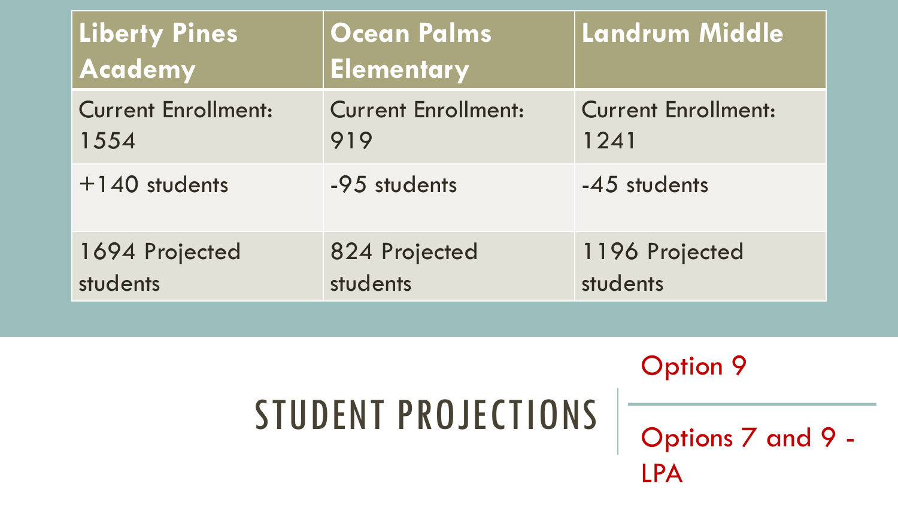| Liberty Pines Academy | Ocean Palms Elementary | Landrum Middle |
|---|---|---|
| Current Enrollment: 1554 | Current Enrollment: 919 | Current Enrollment: 1241 |
| +140 students | -95 students | -45 students |
| 1694 Projected students | 824 Projected students | 1196 Projected students |

# STUDENT PROJECTIONS

Option 9

Options 7 and 9 - LPA